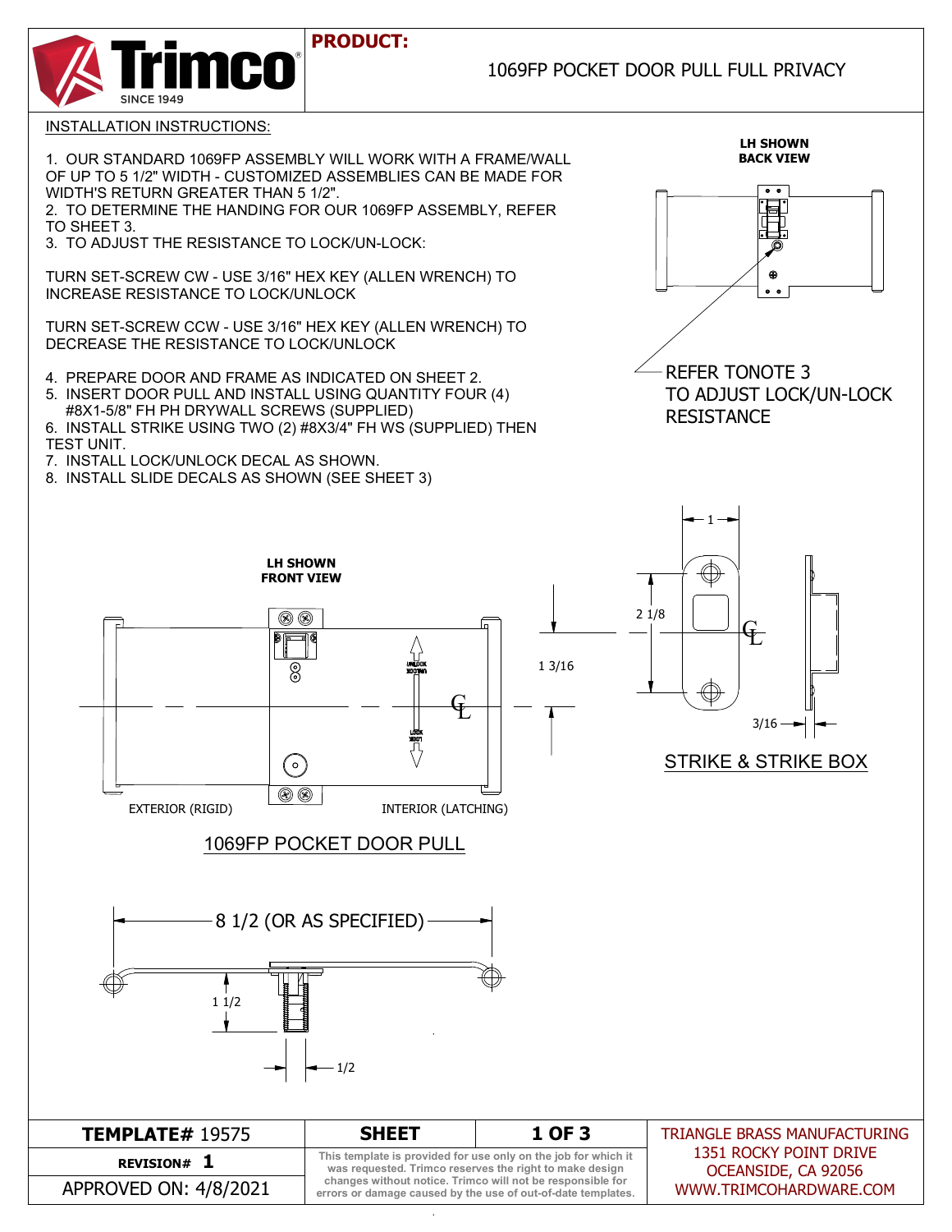# Trimco

SINCE 1949

**PRODUCT:** 1069FP POCKET DOOR PULL FULL PRIVACY

## INSTALLATION INSTRUCTIONS:

1. OUR STANDARD 1069FP ASSEMBLY WILL WORK WITH A FRAME/WALL OF UP TO 5 1/2" WIDTH - CUSTOMIZED ASSEMBLIES CAN BE MADE FOR WIDTH'S RETURN GREATER THAN 5 1/2".
2. TO DETERMINE THE HANDING FOR OUR 1069FP ASSEMBLY, REFER TO SHEET 3.
3. TO ADJUST THE RESISTANCE TO LOCK/UN-LOCK:

   TURN SET-SCREW CW - USE 3/16" HEX KEY (ALLEN WRENCH) TO INCREASE RESISTANCE TO LOCK/UNLOCK

   TURN SET-SCREW CCW - USE 3/16" HEX KEY (ALLEN WRENCH) TO DECREASE THE RESISTANCE TO LOCK/UNLOCK

4. PREPARE DOOR AND FRAME AS INDICATED ON SHEET 2.
5. INSERT DOOR PULL AND INSTALL USING QUANTITY FOUR (4) #8X1-5/8" FH PH DRYWALL SCREWS (SUPPLIED)
6. INSTALL STRIKE USING TWO (2) #8X3/4" FH WS (SUPPLIED) THEN TEST UNIT.
7. INSTALL LOCK/UNLOCK DECAL AS SHOWN.
8. INSTALL SLIDE DECALS AS SHOWN (SEE SHEET 3)

**LH SHOWN BACK VIEW**

REFER TONOTE 3 TO ADJUST LOCK/UN-LOCK RESISTANCE

**LH SHOWN FRONT VIEW**

UNLOCK / LOCK

1 3/16

EXTERIOR (RIGID) — INTERIOR (LATCHING)

1069FP POCKET DOOR PULL

1 — 2 1/8 — 3/16

STRIKE & STRIKE BOX

8 1/2 (OR AS SPECIFIED)

1 1/2

1/2

| TEMPLATE# 19575 | SHEET | 1 OF 3 | TRIANGLE BRASS MANUFACTURING |
|---|---|---|---|
| REVISION# 1 | This template is provided for use only on the job for which it was requested. Trimco reserves the right to make design changes without notice. Trimco will not be responsible for errors or damage caused by the use of out-of-date templates. | | 1351 ROCKY POINT DRIVE, OCEANSIDE, CA 92056 |
| APPROVED ON: 4/8/2021 | | | WWW.TRIMCOHARDWARE.COM |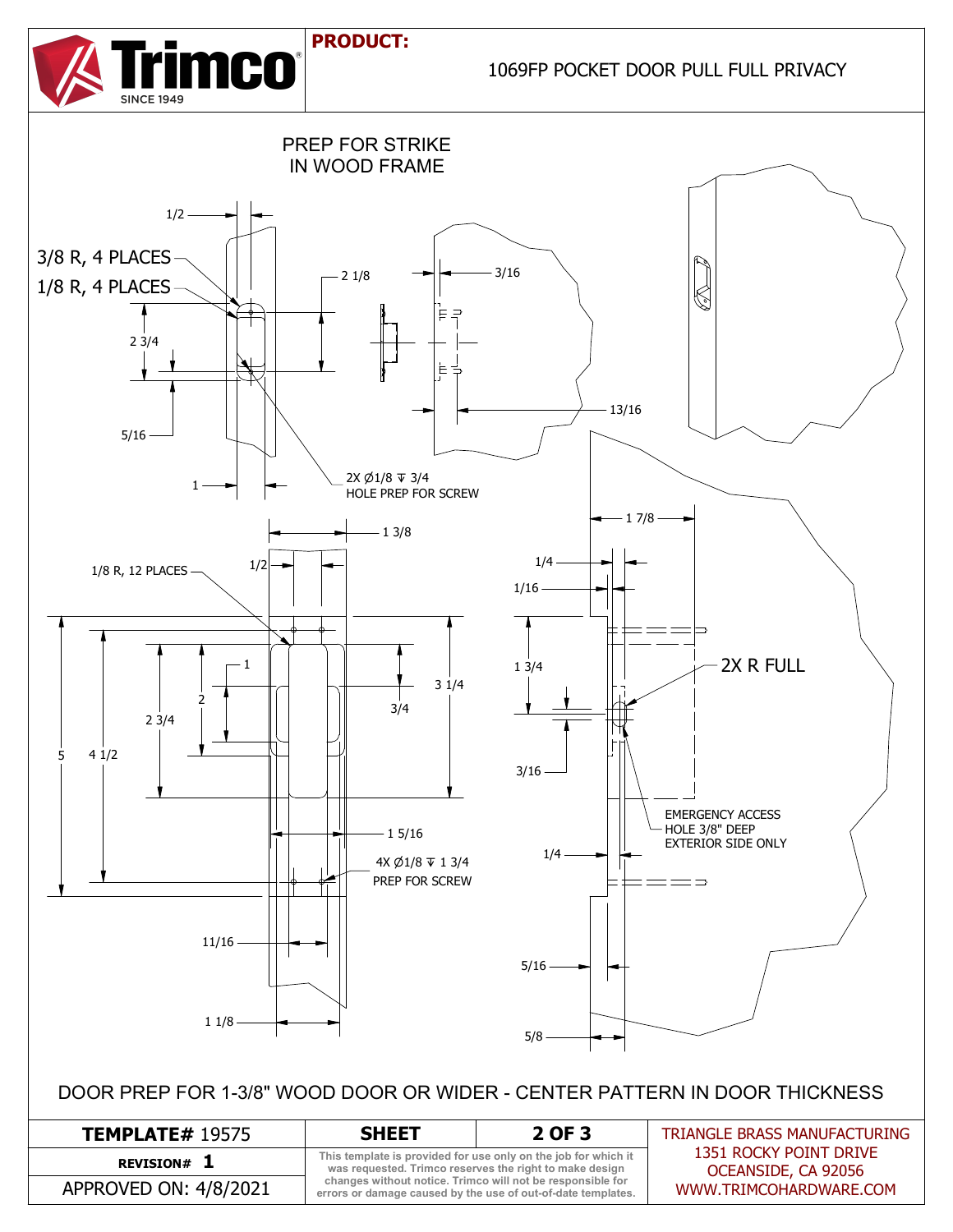**PRODUCT:**

1069FP POCKET DOOR PULL FULL PRIVACY

## PREP FOR STRIKE IN WOOD FRAME

1/2

3/8 R, 4 PLACES

1/8 R, 4 PLACES

2 1/8

3/16

2 3/4

5/16

13/16

1

2X Ø1/8 ⊽ 3/4
HOLE PREP FOR SCREW

1 3/8

1/2

1/8 R, 12 PLACES

1 7/8

1/4

1/16

1 3/4

2X R FULL

1

2

2 3/4

3/4

3 1/4

5

4 1/2

3/16

EMERGENCY ACCESS
HOLE 3/8" DEEP
EXTERIOR SIDE ONLY

1 5/16

4X Ø1/8 ⊽ 1 3/4
PREP FOR SCREW

1/4

11/16

5/16

1 1/8

5/8

DOOR PREP FOR 1-3/8" WOOD DOOR OR WIDER - CENTER PATTERN IN DOOR THICKNESS

| **TEMPLATE#** 19575 | **SHEET** | **2 OF 3** | TRIANGLE BRASS MANUFACTURING |
|---|---|---|---|
| **REVISION# 1** | This template is provided for use only on the job for which it was requested. Trimco reserves the right to make design changes without notice. Trimco will not be responsible for errors or damage caused by the use of out-of-date templates. | | 1351 ROCKY POINT DRIVE OCEANSIDE, CA 92056 |
| APPROVED ON: 4/8/2021 | | | WWW.TRIMCOHARDWARE.COM |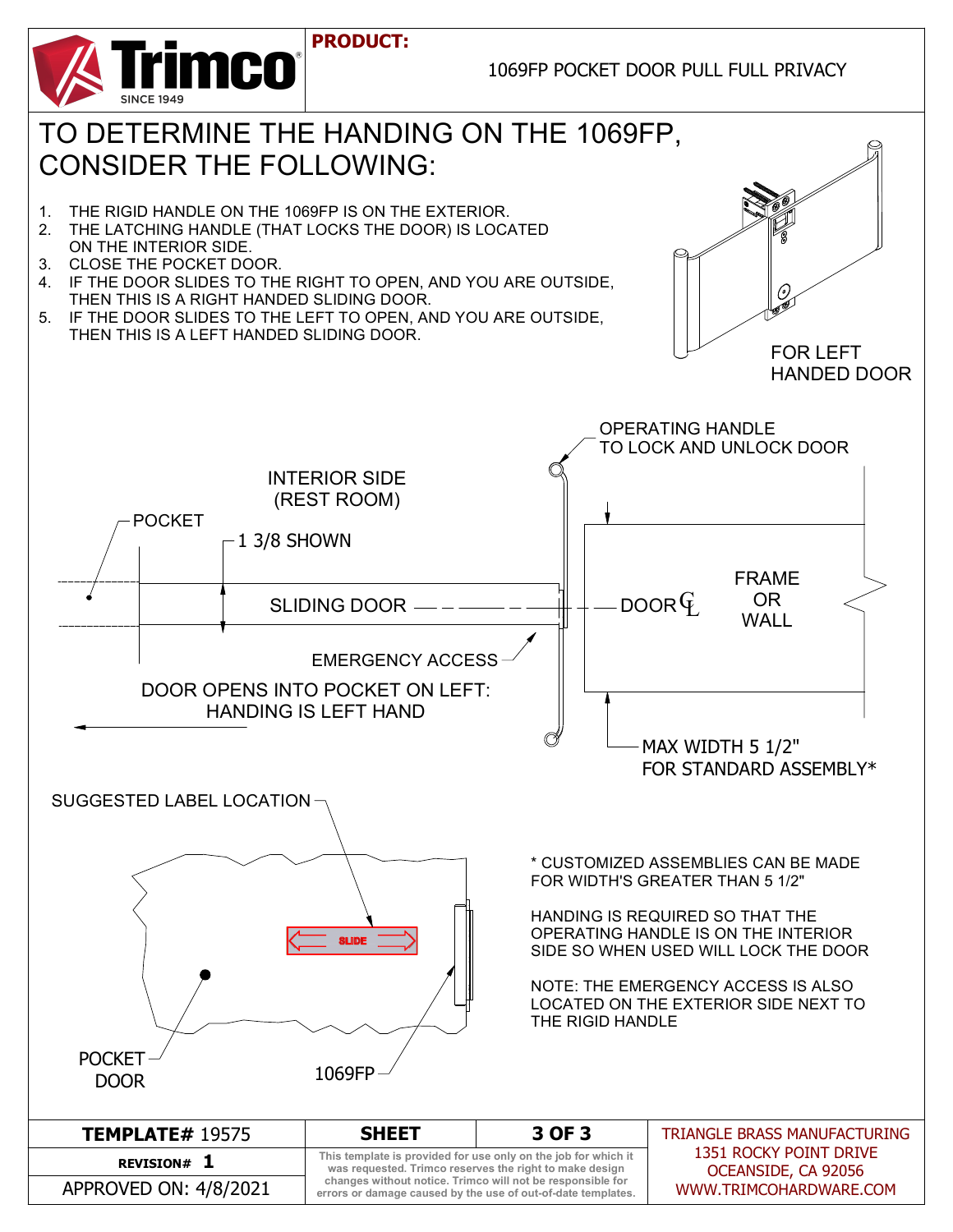**PRODUCT:** 1069FP POCKET DOOR PULL FULL PRIVACY

# TO DETERMINE THE HANDING ON THE 1069FP, CONSIDER THE FOLLOWING:

1. THE RIGID HANDLE ON THE 1069FP IS ON THE EXTERIOR.
2. THE LATCHING HANDLE (THAT LOCKS THE DOOR) IS LOCATED ON THE INTERIOR SIDE.
3. CLOSE THE POCKET DOOR.
4. IF THE DOOR SLIDES TO THE RIGHT TO OPEN, AND YOU ARE OUTSIDE, THEN THIS IS A RIGHT HANDED SLIDING DOOR.
5. IF THE DOOR SLIDES TO THE LEFT TO OPEN, AND YOU ARE OUTSIDE, THEN THIS IS A LEFT HANDED SLIDING DOOR.

FOR LEFT HANDED DOOR

OPERATING HANDLE TO LOCK AND UNLOCK DOOR

INTERIOR SIDE (REST ROOM)

POCKET

1 3/8 SHOWN

SLIDING DOOR

DOOR ℄

FRAME OR WALL

EMERGENCY ACCESS

DOOR OPENS INTO POCKET ON LEFT: HANDING IS LEFT HAND

MAX WIDTH 5 1/2" FOR STANDARD ASSEMBLY*

SUGGESTED LABEL LOCATION

SLIDE

POCKET DOOR

1069FP

* CUSTOMIZED ASSEMBLIES CAN BE MADE FOR WIDTH'S GREATER THAN 5 1/2"

HANDING IS REQUIRED SO THAT THE OPERATING HANDLE IS ON THE INTERIOR SIDE SO WHEN USED WILL LOCK THE DOOR

NOTE: THE EMERGENCY ACCESS IS ALSO LOCATED ON THE EXTERIOR SIDE NEXT TO THE RIGID HANDLE

| | | |
|---|---|---|
| **TEMPLATE#** 19575 | **SHEET** | |
| **REVISION#** **1** | This template is provided for use only on the job for which it was requested. Trimco reserves the right to make design changes without notice. Trimco will not be responsible for errors or damage caused by the use of out-of-date templates. | TRIANGLE BRASS MANUFACTURING<br>1351 ROCKY POINT DRIVE<br>OCEANSIDE, CA 92056<br>WWW.TRIMCOHARDWARE.COM |
| APPROVED ON: 4/8/2021 | | |